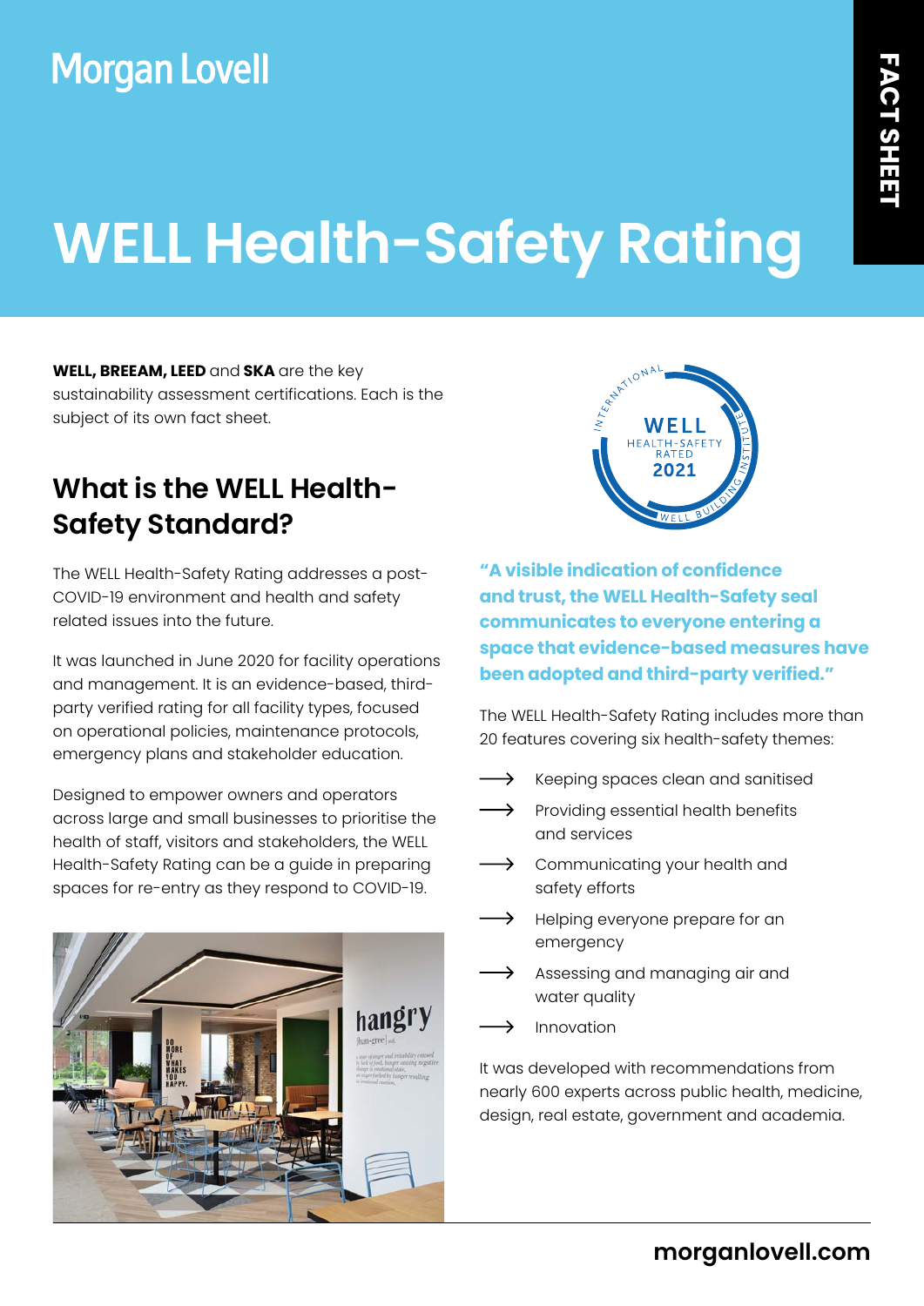Morgan Lovell

FACT SHEET

# WELL Health-Safety Rating

**WELL, BREEAM, LEED** and **SKA** are the key sustainability assessment certifications. Each is the subject of its own fact sheet.

## What is the WELL Health-Safety Standard?

The WELL Health-Safety Rating addresses a post-COVID-19 environment and health and safety related issues into the future.

It was launched in June 2020 for facility operations and management. It is an evidence-based, third-party verified rating for all facility types, focused on operational policies, maintenance protocols, emergency plans and stakeholder education.

Designed to empower owners and operators across large and small businesses to prioritise the health of staff, visitors and stakeholders, the WELL Health-Safety Rating can be a guide in preparing spaces for re-entry as they respond to COVID-19.

**"A visible indication of confidence and trust, the WELL Health-Safety seal communicates to everyone entering a space that evidence-based measures have been adopted and third-party verified."**

The WELL Health-Safety Rating includes more than 20 features covering six health-safety themes:

- Keeping spaces clean and sanitised
- Providing essential health benefits and services
- Communicating your health and safety efforts
- Helping everyone prepare for an emergency
- Assessing and managing air and water quality
- Innovation

It was developed with recommendations from nearly 600 experts across public health, medicine, design, real estate, government and academia.

morganlovell.com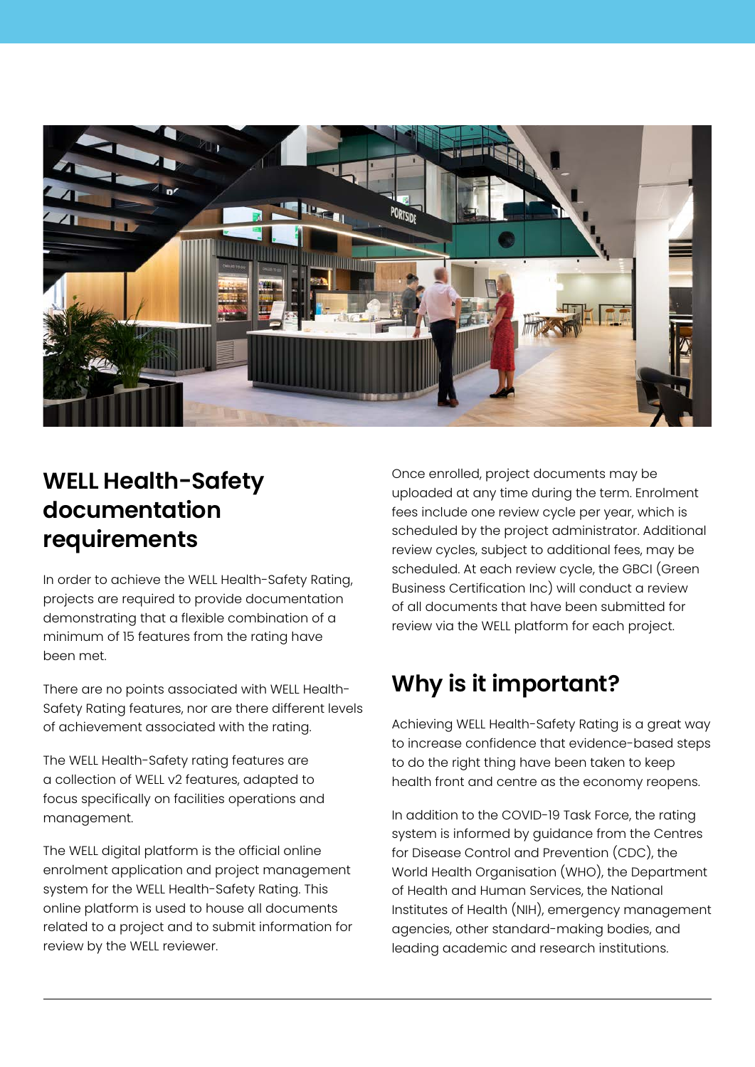## WELL Health-Safety documentation requirements

In order to achieve the WELL Health-Safety Rating, projects are required to provide documentation demonstrating that a flexible combination of a minimum of 15 features from the rating have been met.

There are no points associated with WELL Health-Safety Rating features, nor are there different levels of achievement associated with the rating.

The WELL Health-Safety rating features are a collection of WELL v2 features, adapted to focus specifically on facilities operations and management.

The WELL digital platform is the official online enrolment application and project management system for the WELL Health-Safety Rating. This online platform is used to house all documents related to a project and to submit information for review by the WELL reviewer.

Once enrolled, project documents may be uploaded at any time during the term. Enrolment fees include one review cycle per year, which is scheduled by the project administrator. Additional review cycles, subject to additional fees, may be scheduled. At each review cycle, the GBCI (Green Business Certification Inc) will conduct a review of all documents that have been submitted for review via the WELL platform for each project.

## Why is it important?

Achieving WELL Health-Safety Rating is a great way to increase confidence that evidence-based steps to do the right thing have been taken to keep health front and centre as the economy reopens.

In addition to the COVID-19 Task Force, the rating system is informed by guidance from the Centres for Disease Control and Prevention (CDC), the World Health Organisation (WHO), the Department of Health and Human Services, the National Institutes of Health (NIH), emergency management agencies, other standard-making bodies, and leading academic and research institutions.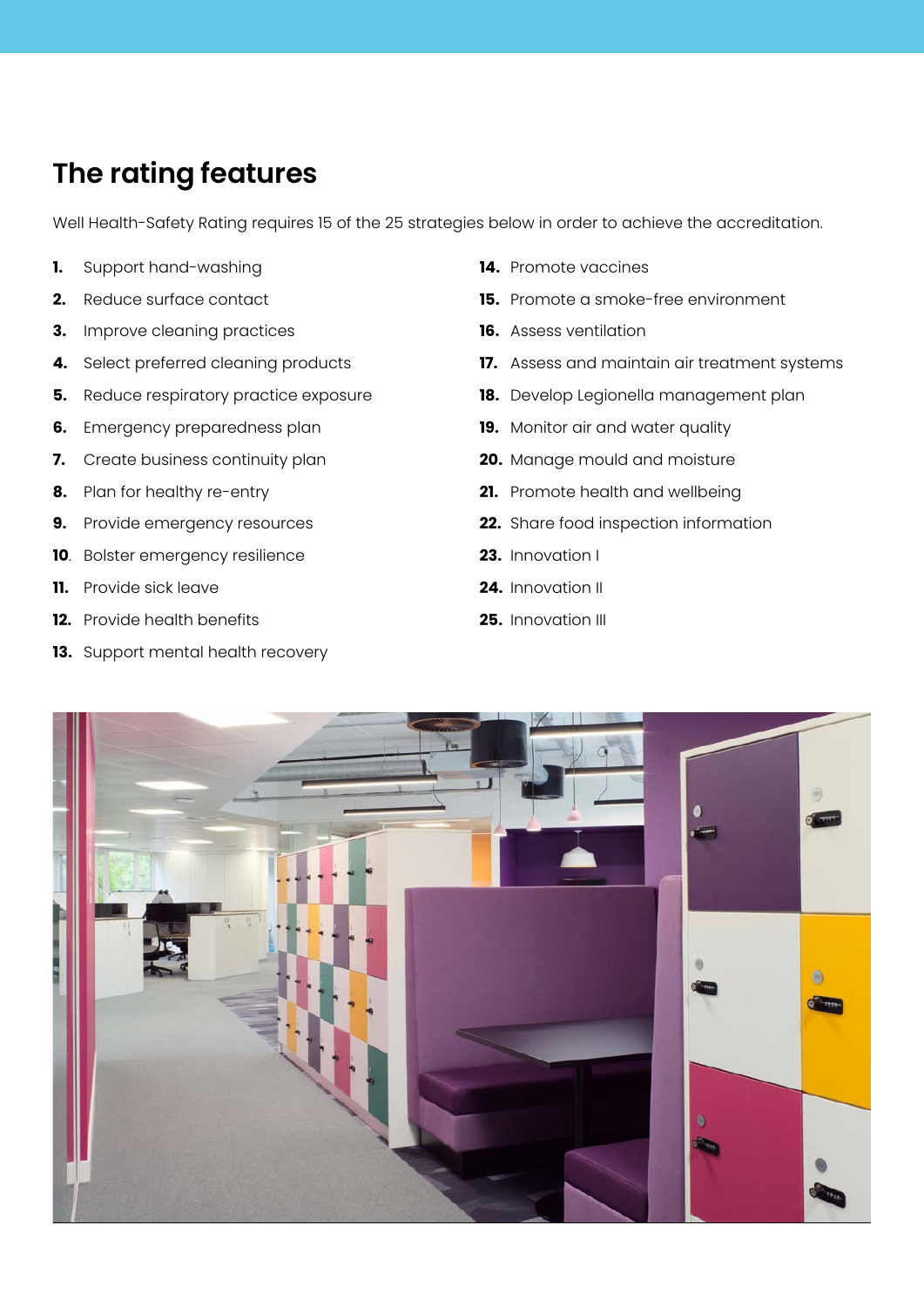## The rating features

Well Health-Safety Rating requires 15 of the 25 strategies below in order to achieve the accreditation.

1. Support hand-washing
2. Reduce surface contact
3. Improve cleaning practices
4. Select preferred cleaning products
5. Reduce respiratory practice exposure
6. Emergency preparedness plan
7. Create business continuity plan
8. Plan for healthy re-entry
9. Provide emergency resources
10. Bolster emergency resilience
11. Provide sick leave
12. Provide health benefits
13. Support mental health recovery
14. Promote vaccines
15. Promote a smoke-free environment
16. Assess ventilation
17. Assess and maintain air treatment systems
18. Develop Legionella management plan
19. Monitor air and water quality
20. Manage mould and moisture
21. Promote health and wellbeing
22. Share food inspection information
23. Innovation I
24. Innovation II
25. Innovation III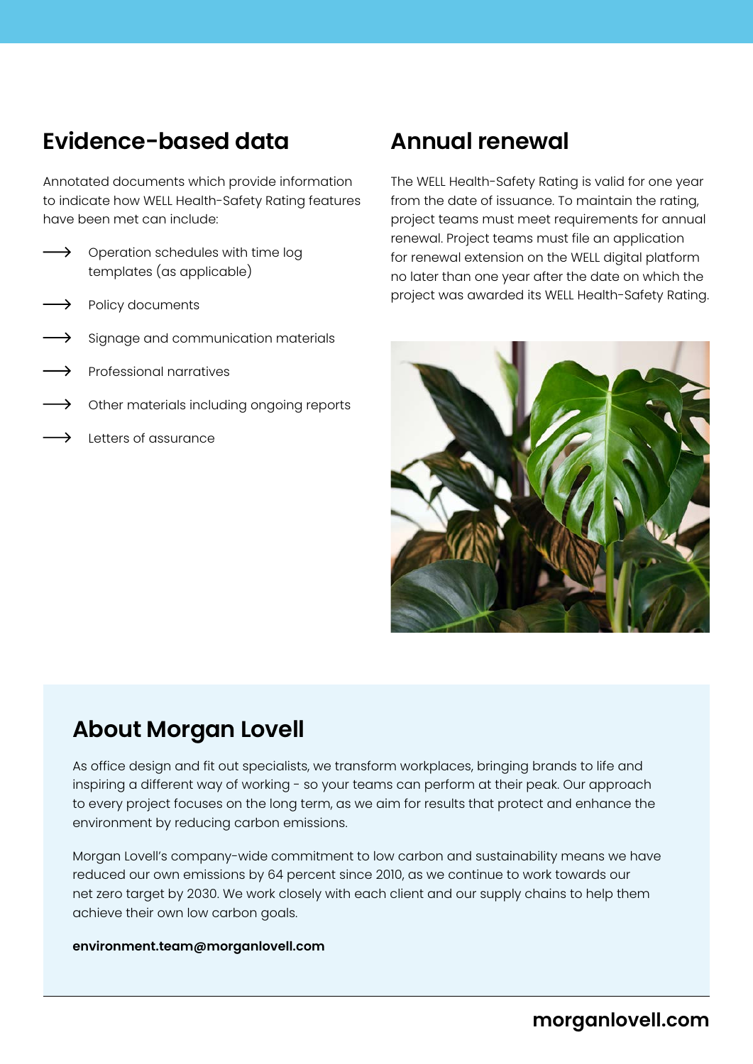## Evidence-based data

Annotated documents which provide information to indicate how WELL Health-Safety Rating features have been met can include:

- Operation schedules with time log templates (as applicable)
- Policy documents
- Signage and communication materials
- Professional narratives
- Other materials including ongoing reports
- Letters of assurance

## Annual renewal

The WELL Health-Safety Rating is valid for one year from the date of issuance. To maintain the rating, project teams must meet requirements for annual renewal. Project teams must file an application for renewal extension on the WELL digital platform no later than one year after the date on which the project was awarded its WELL Health-Safety Rating.

## About Morgan Lovell

As office design and fit out specialists, we transform workplaces, bringing brands to life and inspiring a different way of working - so your teams can perform at their peak. Our approach to every project focuses on the long term, as we aim for results that protect and enhance the environment by reducing carbon emissions.

Morgan Lovell's company-wide commitment to low carbon and sustainability means we have reduced our own emissions by 64 percent since 2010, as we continue to work towards our net zero target by 2030. We work closely with each client and our supply chains to help them achieve their own low carbon goals.

**environment.team@morganlovell.com**

**morganlovell.com**